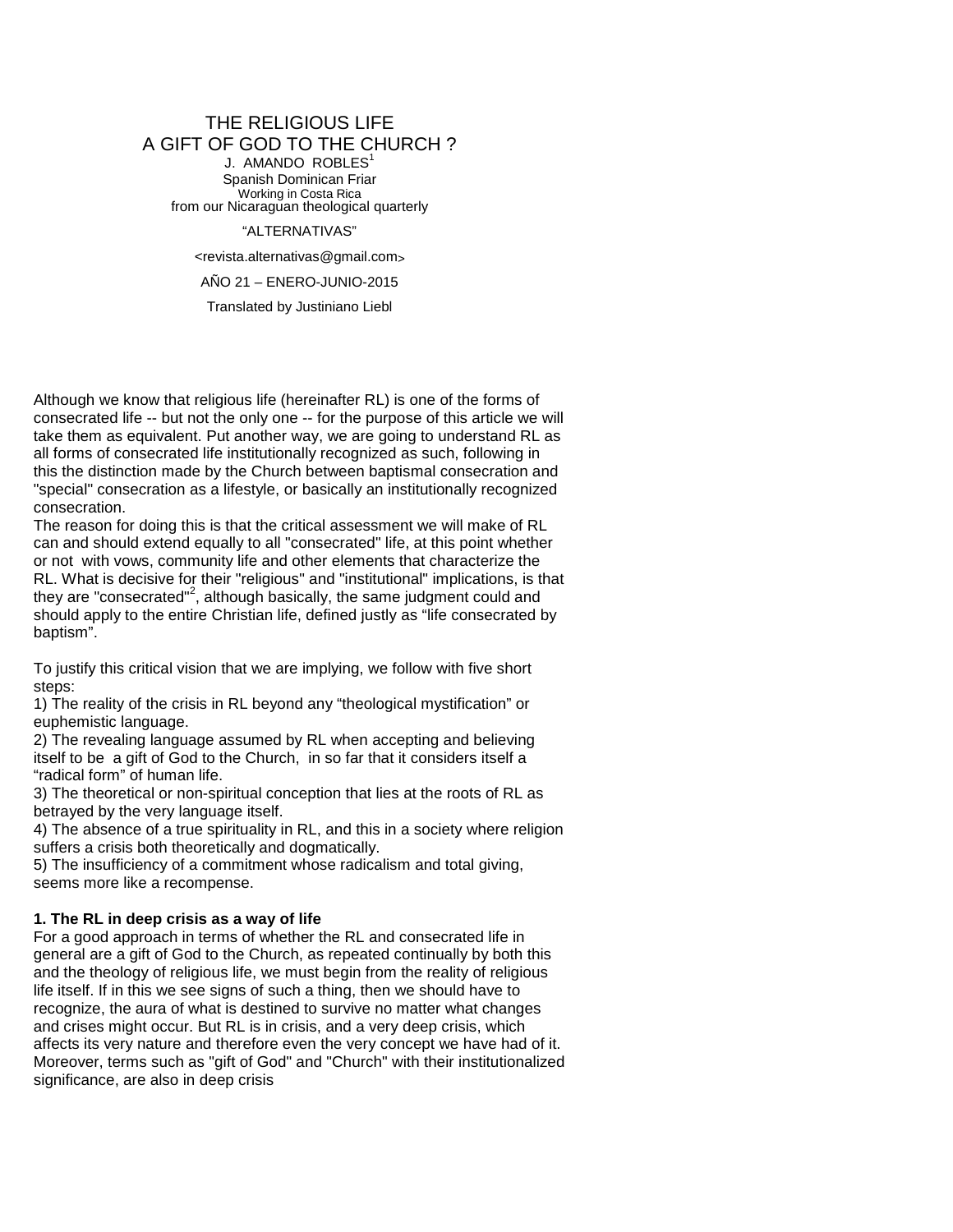# THE RELIGIOUS LIFE
# A GIFT OF GOD TO THE CHURCH ?

J. AMANDO ROBLES[1]
Spanish Dominican Friar
Working in Costa Rica
from our Nicaraguan theological quarterly

"ALTERNATIVAS"

<revista.alternativas@gmail.com>

AÑO 21 – ENERO-JUNIO-2015

Translated by Justiniano Liebl

Although we know that religious life (hereinafter RL) is one of the forms of consecrated life -- but not the only one -- for the purpose of this article we will take them as equivalent. Put another way, we are going to understand RL as all forms of consecrated life institutionally recognized as such, following in this the distinction made by the Church between baptismal consecration and "special" consecration as a lifestyle, or basically an institutionally recognized consecration.

The reason for doing this is that the critical assessment we will make of RL can and should extend equally to all "consecrated" life, at this point whether or not with vows, community life and other elements that characterize the RL. What is decisive for their "religious" and "institutional" implications, is that they are "consecrated"[2], although basically, the same judgment could and should apply to the entire Christian life, defined justly as "life consecrated by baptism".

To justify this critical vision that we are implying, we follow with five short steps:

1) The reality of the crisis in RL beyond any "theological mystification" or euphemistic language.
2) The revealing language assumed by RL when accepting and believing itself to be a gift of God to the Church, in so far that it considers itself a "radical form" of human life.
3) The theoretical or non-spiritual conception that lies at the roots of RL as betrayed by the very language itself.
4) The absence of a true spirituality in RL, and this in a society where religion suffers a crisis both theoretically and dogmatically.
5) The insufficiency of a commitment whose radicalism and total giving, seems more like a recompense.

**1. The RL in deep crisis as a way of life**

For a good approach in terms of whether the RL and consecrated life in general are a gift of God to the Church, as repeated continually by both this and the theology of religious life, we must begin from the reality of religious life itself. If in this we see signs of such a thing, then we should have to recognize, the aura of what is destined to survive no matter what changes and crises might occur. But RL is in crisis, and a very deep crisis, which affects its very nature and therefore even the very concept we have had of it. Moreover, terms such as "gift of God" and "Church" with their institutionalized significance, are also in deep crisis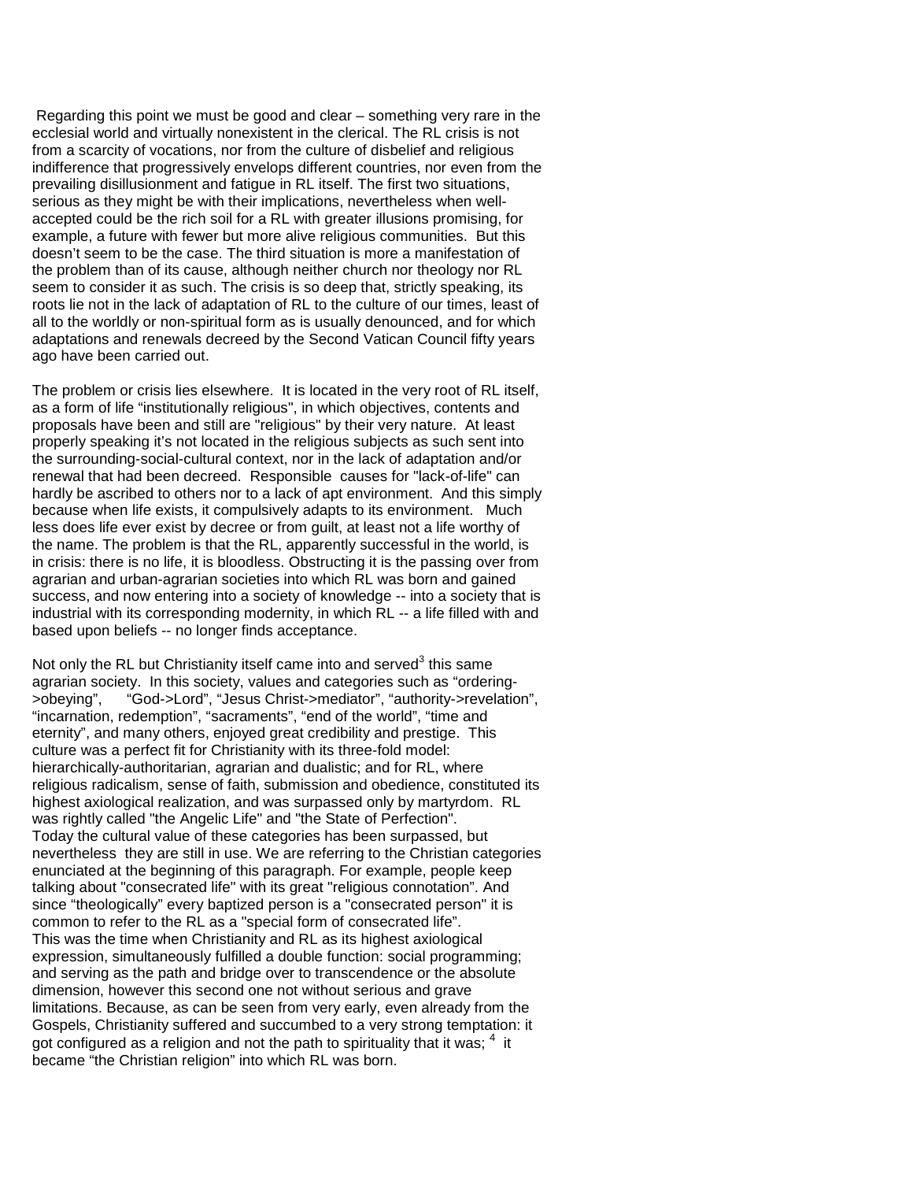Regarding this point we must be good and clear – something very rare in the ecclesial world and virtually nonexistent in the clerical. The RL crisis is not from a scarcity of vocations, nor from the culture of disbelief and religious indifference that progressively envelops different countries, nor even from the prevailing disillusionment and fatigue in RL itself. The first two situations, serious as they might be with their implications, nevertheless when well-accepted could be the rich soil for a RL with greater illusions promising, for example, a future with fewer but more alive religious communities. But this doesn't seem to be the case. The third situation is more a manifestation of the problem than of its cause, although neither church nor theology nor RL seem to consider it as such. The crisis is so deep that, strictly speaking, its roots lie not in the lack of adaptation of RL to the culture of our times, least of all to the worldly or non-spiritual form as is usually denounced, and for which adaptations and renewals decreed by the Second Vatican Council fifty years ago have been carried out.

The problem or crisis lies elsewhere. It is located in the very root of RL itself, as a form of life "institutionally religious", in which objectives, contents and proposals have been and still are "religious" by their very nature. At least properly speaking it's not located in the religious subjects as such sent into the surrounding-social-cultural context, nor in the lack of adaptation and/or renewal that had been decreed. Responsible causes for "lack-of-life" can hardly be ascribed to others nor to a lack of apt environment. And this simply because when life exists, it compulsively adapts to its environment. Much less does life ever exist by decree or from guilt, at least not a life worthy of the name. The problem is that the RL, apparently successful in the world, is in crisis: there is no life, it is bloodless. Obstructing it is the passing over from agrarian and urban-agrarian societies into which RL was born and gained success, and now entering into a society of knowledge -- into a society that is industrial with its corresponding modernity, in which RL -- a life filled with and based upon beliefs -- no longer finds acceptance.

Not only the RL but Christianity itself came into and served[3] this same agrarian society. In this society, values and categories such as "ordering->obeying", "God->Lord", "Jesus Christ->mediator", "authority->revelation", "incarnation, redemption", "sacraments", "end of the world", "time and eternity", and many others, enjoyed great credibility and prestige. This culture was a perfect fit for Christianity with its three-fold model: hierarchically-authoritarian, agrarian and dualistic; and for RL, where religious radicalism, sense of faith, submission and obedience, constituted its highest axiological realization, and was surpassed only by martyrdom. RL was rightly called "the Angelic Life" and "the State of Perfection". Today the cultural value of these categories has been surpassed, but nevertheless they are still in use. We are referring to the Christian categories enunciated at the beginning of this paragraph. For example, people keep talking about "consecrated life" with its great "religious connotation". And since "theologically" every baptized person is a "consecrated person" it is common to refer to the RL as a "special form of consecrated life". This was the time when Christianity and RL as its highest axiological expression, simultaneously fulfilled a double function: social programming; and serving as the path and bridge over to transcendence or the absolute dimension, however this second one not without serious and grave limitations. Because, as can be seen from very early, even already from the Gospels, Christianity suffered and succumbed to a very strong temptation: it got configured as a religion and not the path to spirituality that it was; [4] it became "the Christian religion" into which RL was born.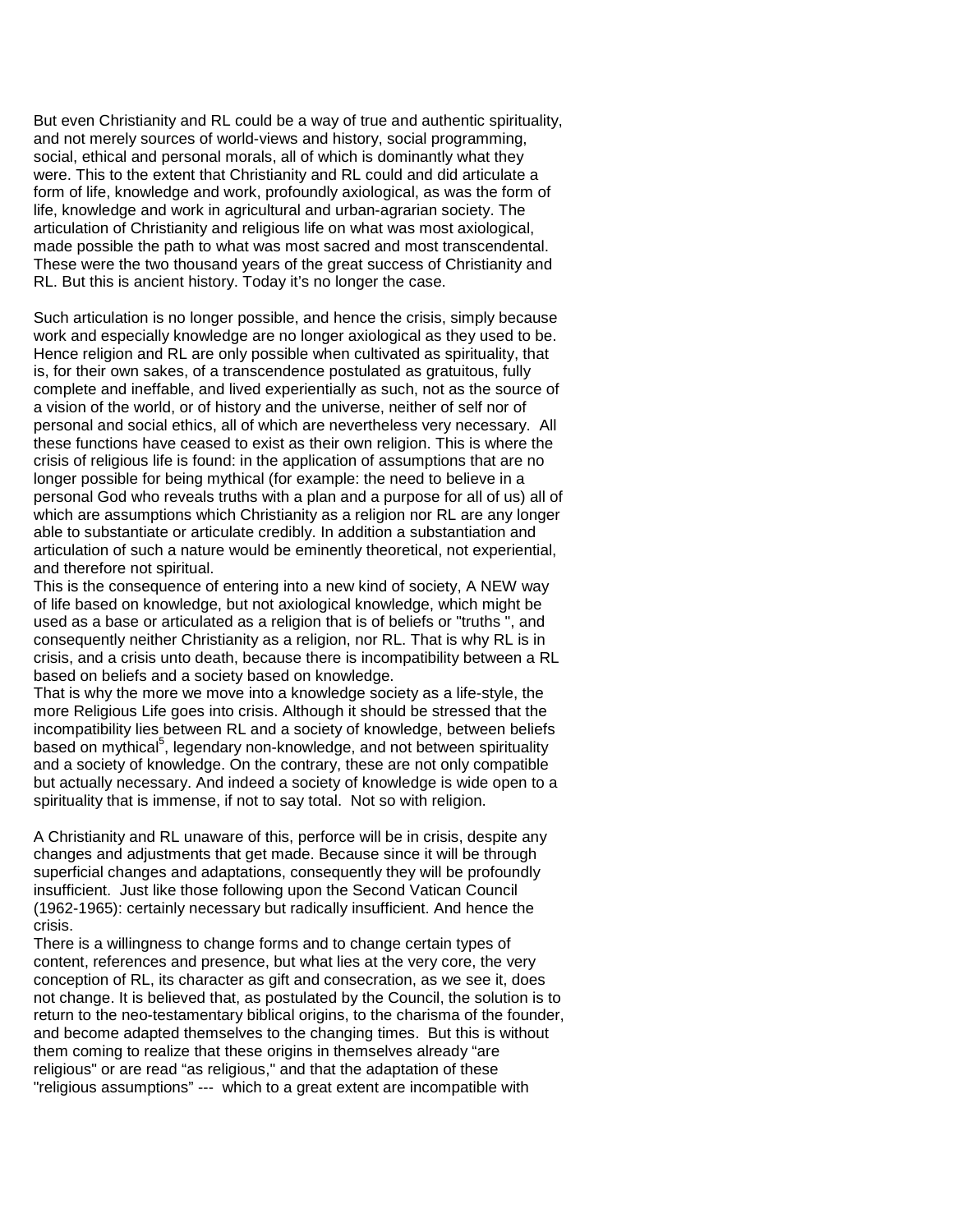But even Christianity and RL could be a way of true and authentic spirituality, and not merely sources of world-views and history, social programming, social, ethical and personal morals, all of which is dominantly what they were. This to the extent that Christianity and RL could and did articulate a form of life, knowledge and work, profoundly axiological, as was the form of life, knowledge and work in agricultural and urban-agrarian society. The articulation of Christianity and religious life on what was most axiological, made possible the path to what was most sacred and most transcendental. These were the two thousand years of the great success of Christianity and RL. But this is ancient history. Today it's no longer the case.

Such articulation is no longer possible, and hence the crisis, simply because work and especially knowledge are no longer axiological as they used to be. Hence religion and RL are only possible when cultivated as spirituality, that is, for their own sakes, of a transcendence postulated as gratuitous, fully complete and ineffable, and lived experientially as such, not as the source of a vision of the world, or of history and the universe, neither of self nor of personal and social ethics, all of which are nevertheless very necessary. All these functions have ceased to exist as their own religion. This is where the crisis of religious life is found: in the application of assumptions that are no longer possible for being mythical (for example: the need to believe in a personal God who reveals truths with a plan and a purpose for all of us) all of which are assumptions which Christianity as a religion nor RL are any longer able to substantiate or articulate credibly. In addition a substantiation and articulation of such a nature would be eminently theoretical, not experiential, and therefore not spiritual.

This is the consequence of entering into a new kind of society, A NEW way of life based on knowledge, but not axiological knowledge, which might be used as a base or articulated as a religion that is of beliefs or "truths ", and consequently neither Christianity as a religion, nor RL. That is why RL is in crisis, and a crisis unto death, because there is incompatibility between a RL based on beliefs and a society based on knowledge.

That is why the more we move into a knowledge society as a life-style, the more Religious Life goes into crisis. Although it should be stressed that the incompatibility lies between RL and a society of knowledge, between beliefs based on mythical[5], legendary non-knowledge, and not between spirituality and a society of knowledge. On the contrary, these are not only compatible but actually necessary. And indeed a society of knowledge is wide open to a spirituality that is immense, if not to say total. Not so with religion.

A Christianity and RL unaware of this, perforce will be in crisis, despite any changes and adjustments that get made. Because since it will be through superficial changes and adaptations, consequently they will be profoundly insufficient. Just like those following upon the Second Vatican Council (1962-1965): certainly necessary but radically insufficient. And hence the crisis.

There is a willingness to change forms and to change certain types of content, references and presence, but what lies at the very core, the very conception of RL, its character as gift and consecration, as we see it, does not change. It is believed that, as postulated by the Council, the solution is to return to the neo-testamentary biblical origins, to the charisma of the founder, and become adapted themselves to the changing times. But this is without them coming to realize that these origins in themselves already "are religious" or are read "as religious," and that the adaptation of these "religious assumptions" --- which to a great extent are incompatible with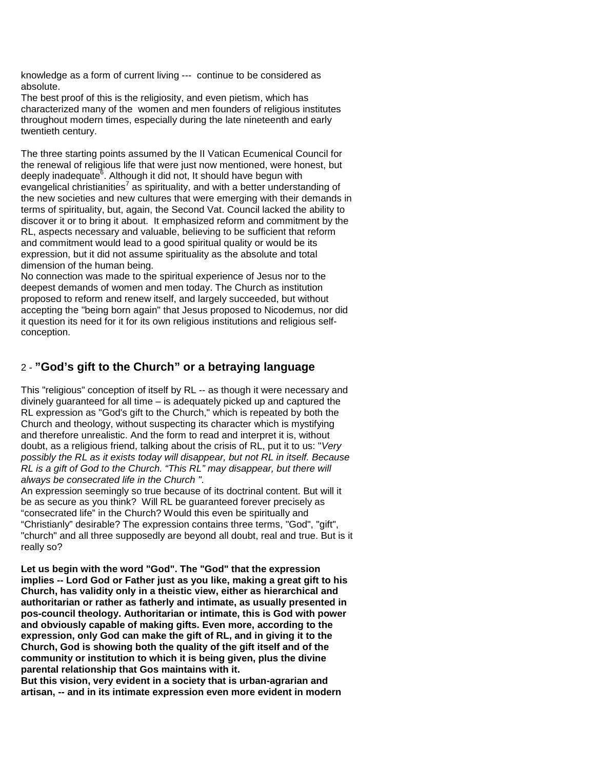knowledge as a form of current living --- continue to be considered as absolute.
The best proof of this is the religiosity, and even pietism, which has characterized many of the women and men founders of religious institutes throughout modern times, especially during the late nineteenth and early twentieth century.

The three starting points assumed by the II Vatican Ecumenical Council for the renewal of religious life that were just now mentioned, were honest, but deeply inadequate[6]. Although it did not, It should have begun with evangelical christianities[7] as spirituality, and with a better understanding of the new societies and new cultures that were emerging with their demands in terms of spirituality, but, again, the Second Vat. Council lacked the ability to discover it or to bring it about. It emphasized reform and commitment by the RL, aspects necessary and valuable, believing to be sufficient that reform and commitment would lead to a good spiritual quality or would be its expression, but it did not assume spirituality as the absolute and total dimension of the human being.
No connection was made to the spiritual experience of Jesus nor to the deepest demands of women and men today. The Church as institution proposed to reform and renew itself, and largely succeeded, but without accepting the "being born again" that Jesus proposed to Nicodemus, nor did it question its need for it for its own religious institutions and religious self-conception.

## 2 - **"God's gift to the Church" or a betraying language**

This "religious" conception of itself by RL -- as though it were necessary and divinely guaranteed for all time – is adequately picked up and captured the RL expression as "God's gift to the Church," which is repeated by both the Church and theology, without suspecting its character which is mystifying and therefore unrealistic. And the form to read and interpret it is, without doubt, as a religious friend, talking about the crisis of RL, put it to us: "*Very possibly the RL as it exists today will disappear, but not RL in itself. Because RL is a gift of God to the Church. "This RL" may disappear, but there will always be consecrated life in the Church ".*
An expression seemingly so true because of its doctrinal content. But will it be as secure as you think? Will RL be guaranteed forever precisely as "consecrated life" in the Church? Would this even be spiritually and "Christianly" desirable? The expression contains three terms, "God", "gift", "church" and all three supposedly are beyond all doubt, real and true. But is it really so?

**Let us begin with the word "God". The "God" that the expression implies -- Lord God or Father just as you like, making a great gift to his Church, has validity only in a theistic view, either as hierarchical and authoritarian or rather as fatherly and intimate, as usually presented in pos-council theology. Authoritarian or intimate, this is God with power and obviously capable of making gifts. Even more, according to the expression, only God can make the gift of RL, and in giving it to the Church, God is showing both the quality of the gift itself and of the community or institution to which it is being given, plus the divine parental relationship that Gos maintains with it.**
**But this vision, very evident in a society that is urban-agrarian and artisan, -- and in its intimate expression even more evident in modern**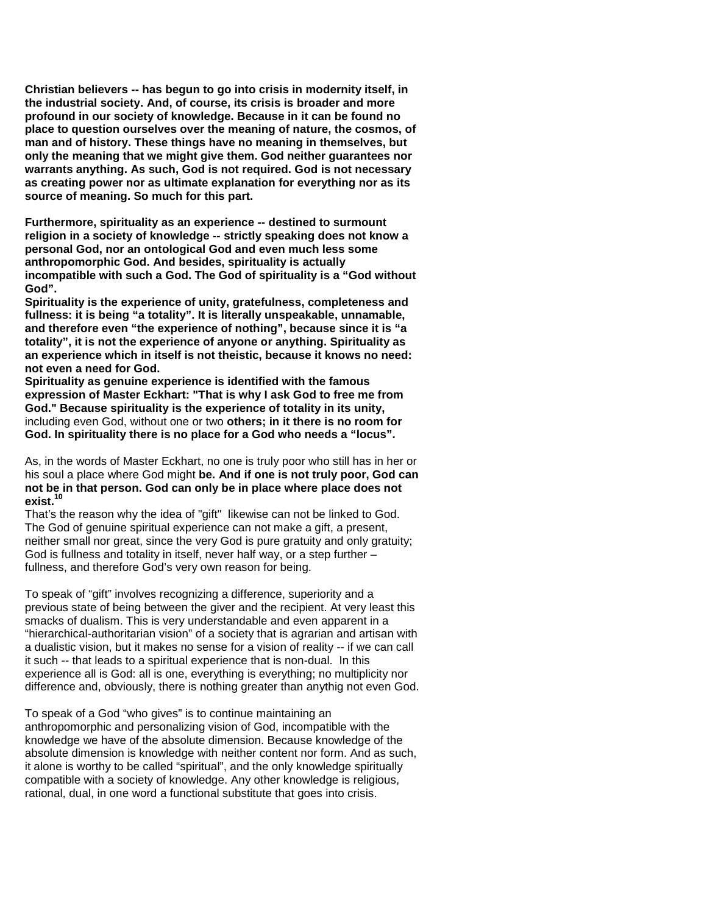**Christian believers -- has begun to go into crisis in modernity itself, in the industrial society. And, of course, its crisis is broader and more profound in our society of knowledge. Because in it can be found no place to question ourselves over the meaning of nature, the cosmos, of man and of history. These things have no meaning in themselves, but only the meaning that we might give them. God neither guarantees nor warrants anything. As such, God is not required. God is not necessary as creating power nor as ultimate explanation for everything nor as its source of meaning. So much for this part.**

**Furthermore, spirituality as an experience -- destined to surmount religion in a society of knowledge -- strictly speaking does not know a personal God, nor an ontological God and even much less some anthropomorphic God. And besides, spirituality is actually incompatible with such a God. The God of spirituality is a "God without God".**

**Spirituality is the experience of unity, gratefulness, completeness and fullness: it is being "a totality". It is literally unspeakable, unnamable, and therefore even "the experience of nothing", because since it is "a totality", it is not the experience of anyone or anything. Spirituality as an experience which in itself is not theistic, because it knows no need: not even a need for God.**

**Spirituality as genuine experience is identified with the famous expression of Master Eckhart: "That is why I ask God to free me from God." Because spirituality is the experience of totality in its unity,** including even God, without one or two **others; in it there is no room for God. In spirituality there is no place for a God who needs a "locus".**

As, in the words of Master Eckhart, no one is truly poor who still has in her or his soul a place where God might **be. And if one is not truly poor, God can not be in that person. God can only be in place where place does not exist.**[10]

That's the reason why the idea of "gift" likewise can not be linked to God. The God of genuine spiritual experience can not make a gift, a present, neither small nor great, since the very God is pure gratuity and only gratuity; God is fullness and totality in itself, never half way, or a step further – fullness, and therefore God's very own reason for being.

To speak of "gift" involves recognizing a difference, superiority and a previous state of being between the giver and the recipient. At very least this smacks of dualism. This is very understandable and even apparent in a "hierarchical-authoritarian vision" of a society that is agrarian and artisan with a dualistic vision, but it makes no sense for a vision of reality -- if we can call it such -- that leads to a spiritual experience that is non-dual. In this experience all is God: all is one, everything is everything; no multiplicity nor difference and, obviously, there is nothing greater than anythig not even God.

To speak of a God "who gives" is to continue maintaining an anthropomorphic and personalizing vision of God, incompatible with the knowledge we have of the absolute dimension. Because knowledge of the absolute dimension is knowledge with neither content nor form. And as such, it alone is worthy to be called "spiritual", and the only knowledge spiritually compatible with a society of knowledge. Any other knowledge is religious, rational, dual, in one word a functional substitute that goes into crisis.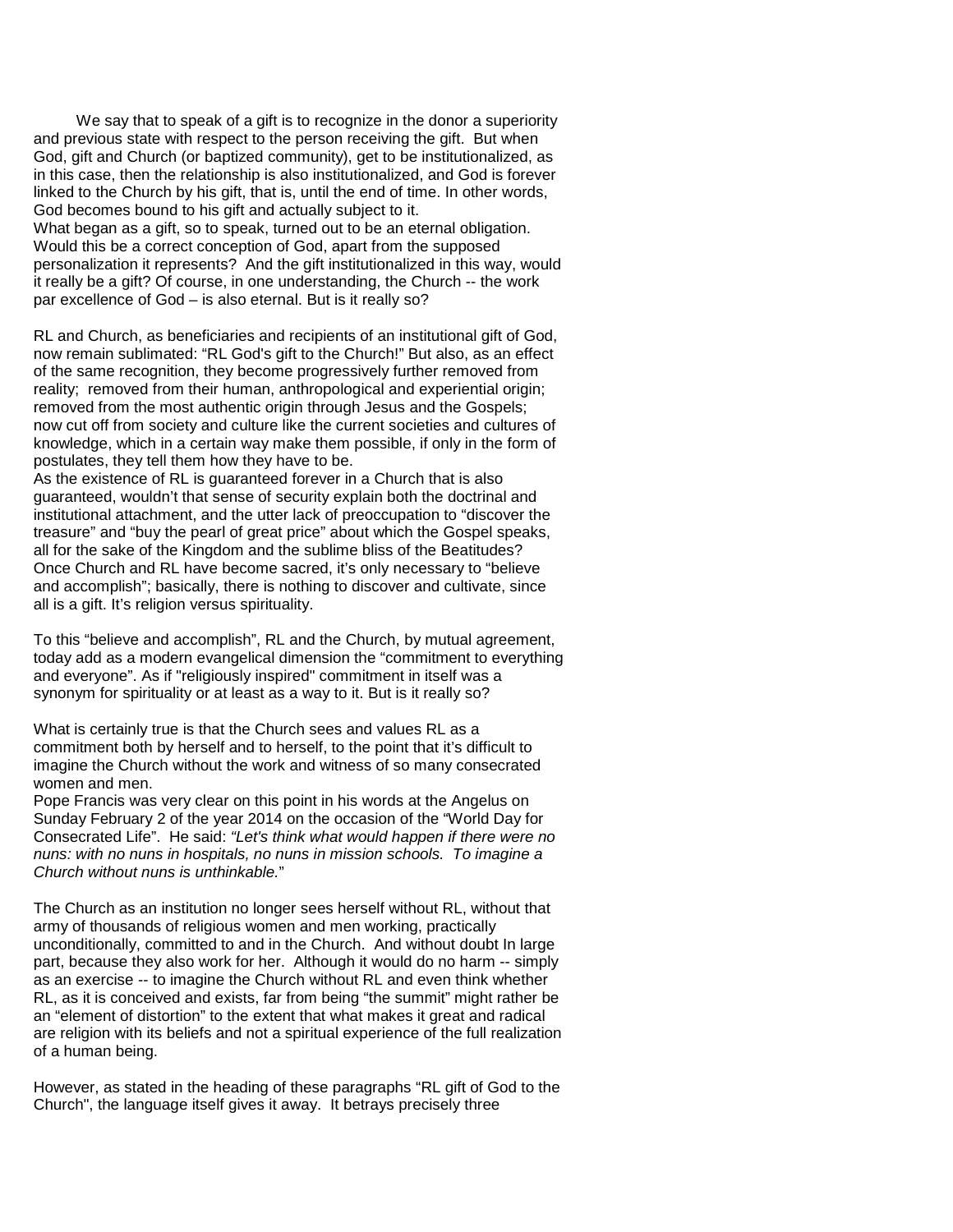We say that to speak of a gift is to recognize in the donor a superiority and previous state with respect to the person receiving the gift. But when God, gift and Church (or baptized community), get to be institutionalized, as in this case, then the relationship is also institutionalized, and God is forever linked to the Church by his gift, that is, until the end of time. In other words, God becomes bound to his gift and actually subject to it.
What began as a gift, so to speak, turned out to be an eternal obligation. Would this be a correct conception of God, apart from the supposed personalization it represents? And the gift institutionalized in this way, would it really be a gift? Of course, in one understanding, the Church -- the work par excellence of God – is also eternal. But is it really so?

RL and Church, as beneficiaries and recipients of an institutional gift of God, now remain sublimated: "RL God's gift to the Church!" But also, as an effect of the same recognition, they become progressively further removed from reality; removed from their human, anthropological and experiential origin; removed from the most authentic origin through Jesus and the Gospels; now cut off from society and culture like the current societies and cultures of knowledge, which in a certain way make them possible, if only in the form of postulates, they tell them how they have to be.
As the existence of RL is guaranteed forever in a Church that is also guaranteed, wouldn't that sense of security explain both the doctrinal and institutional attachment, and the utter lack of preoccupation to "discover the treasure" and "buy the pearl of great price" about which the Gospel speaks, all for the sake of the Kingdom and the sublime bliss of the Beatitudes? Once Church and RL have become sacred, it's only necessary to "believe and accomplish"; basically, there is nothing to discover and cultivate, since all is a gift. It's religion versus spirituality.

To this "believe and accomplish", RL and the Church, by mutual agreement, today add as a modern evangelical dimension the "commitment to everything and everyone". As if "religiously inspired" commitment in itself was a synonym for spirituality or at least as a way to it. But is it really so?

What is certainly true is that the Church sees and values RL as a commitment both by herself and to herself, to the point that it's difficult to imagine the Church without the work and witness of so many consecrated women and men.
Pope Francis was very clear on this point in his words at the Angelus on Sunday February 2 of the year 2014 on the occasion of the "World Day for Consecrated Life". He said: *"Let's think what would happen if there were no nuns: with no nuns in hospitals, no nuns in mission schools. To imagine a Church without nuns is unthinkable.*"

The Church as an institution no longer sees herself without RL, without that army of thousands of religious women and men working, practically unconditionally, committed to and in the Church. And without doubt In large part, because they also work for her. Although it would do no harm -- simply as an exercise -- to imagine the Church without RL and even think whether RL, as it is conceived and exists, far from being "the summit" might rather be an "element of distortion" to the extent that what makes it great and radical are religion with its beliefs and not a spiritual experience of the full realization of a human being.

However, as stated in the heading of these paragraphs "RL gift of God to the Church", the language itself gives it away. It betrays precisely three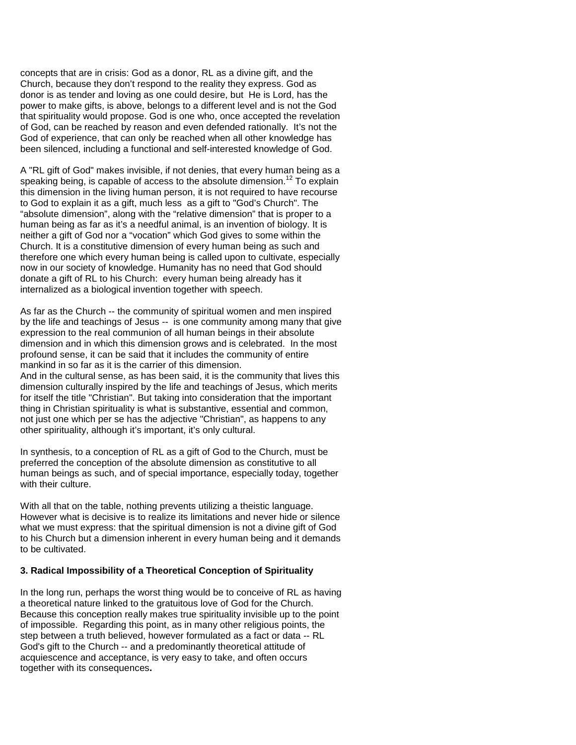concepts that are in crisis: God as a donor, RL as a divine gift, and the Church, because they don't respond to the reality they express. God as donor is as tender and loving as one could desire, but He is Lord, has the power to make gifts, is above, belongs to a different level and is not the God that spirituality would propose. God is one who, once accepted the revelation of God, can be reached by reason and even defended rationally. It's not the God of experience, that can only be reached when all other knowledge has been silenced, including a functional and self-interested knowledge of God.

A "RL gift of God" makes invisible, if not denies, that every human being as a speaking being, is capable of access to the absolute dimension.[12] To explain this dimension in the living human person, it is not required to have recourse to God to explain it as a gift, much less as a gift to "God's Church". The "absolute dimension", along with the "relative dimension" that is proper to a human being as far as it's a needful animal, is an invention of biology. It is neither a gift of God nor a "vocation" which God gives to some within the Church. It is a constitutive dimension of every human being as such and therefore one which every human being is called upon to cultivate, especially now in our society of knowledge. Humanity has no need that God should donate a gift of RL to his Church: every human being already has it internalized as a biological invention together with speech.

As far as the Church -- the community of spiritual women and men inspired by the life and teachings of Jesus -- is one community among many that give expression to the real communion of all human beings in their absolute dimension and in which this dimension grows and is celebrated. In the most profound sense, it can be said that it includes the community of entire mankind in so far as it is the carrier of this dimension.
And in the cultural sense, as has been said, it is the community that lives this dimension culturally inspired by the life and teachings of Jesus, which merits for itself the title "Christian". But taking into consideration that the important thing in Christian spirituality is what is substantive, essential and common, not just one which per se has the adjective "Christian", as happens to any other spirituality, although it's important, it's only cultural.

In synthesis, to a conception of RL as a gift of God to the Church, must be preferred the conception of the absolute dimension as constitutive to all human beings as such, and of special importance, especially today, together with their culture.

With all that on the table, nothing prevents utilizing a theistic language. However what is decisive is to realize its limitations and never hide or silence what we must express: that the spiritual dimension is not a divine gift of God to his Church but a dimension inherent in every human being and it demands to be cultivated.

### 3. Radical Impossibility of a Theoretical Conception of Spirituality

In the long run, perhaps the worst thing would be to conceive of RL as having a theoretical nature linked to the gratuitous love of God for the Church. Because this conception really makes true spirituality invisible up to the point of impossible. Regarding this point, as in many other religious points, the step between a truth believed, however formulated as a fact or data -- RL God's gift to the Church -- and a predominantly theoretical attitude of acquiescence and acceptance, is very easy to take, and often occurs together with its consequences**.**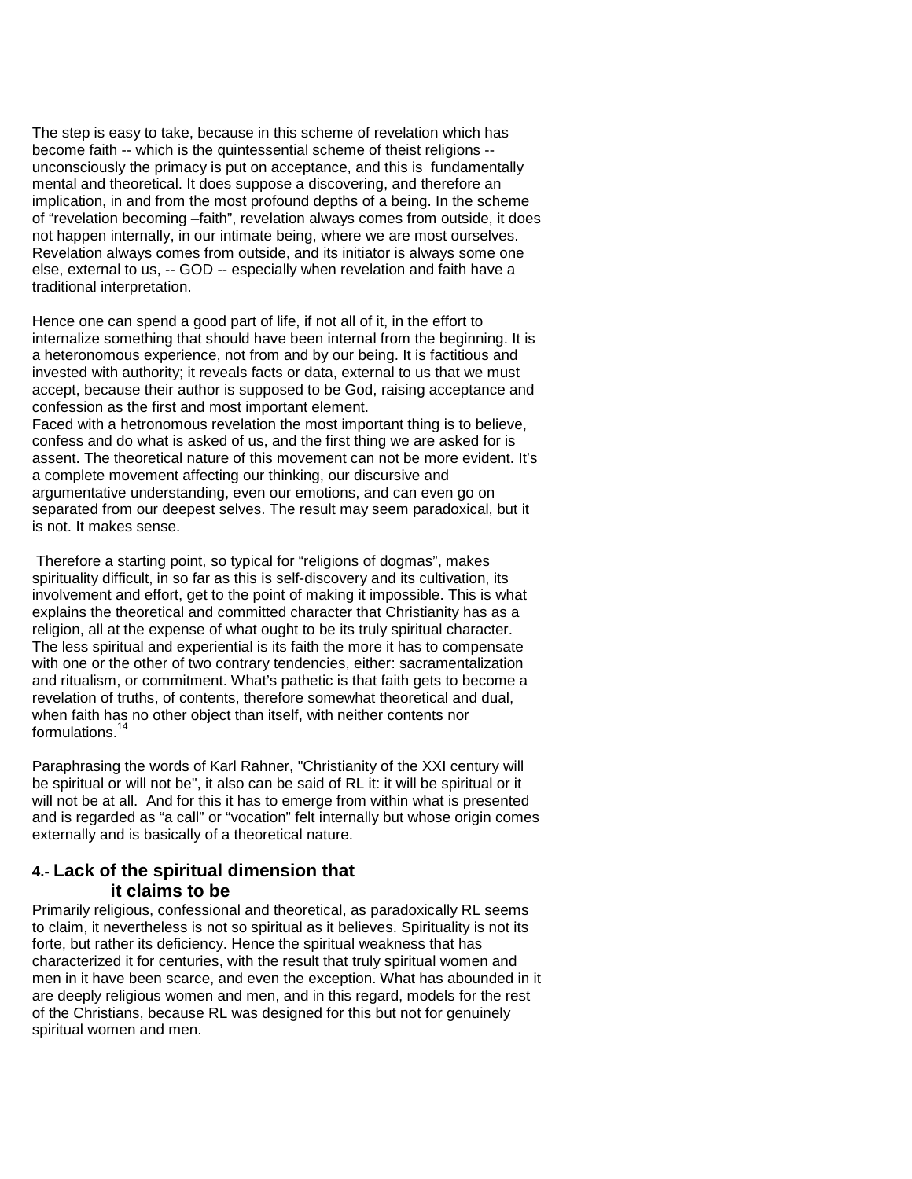The step is easy to take, because in this scheme of revelation which has become faith -- which is the quintessential scheme of theist religions -- unconsciously the primacy is put on acceptance, and this is fundamentally mental and theoretical. It does suppose a discovering, and therefore an implication, in and from the most profound depths of a being. In the scheme of "revelation becoming –faith", revelation always comes from outside, it does not happen internally, in our intimate being, where we are most ourselves. Revelation always comes from outside, and its initiator is always some one else, external to us, -- GOD -- especially when revelation and faith have a traditional interpretation.

Hence one can spend a good part of life, if not all of it, in the effort to internalize something that should have been internal from the beginning. It is a heteronomous experience, not from and by our being. It is factitious and invested with authority; it reveals facts or data, external to us that we must accept, because their author is supposed to be God, raising acceptance and confession as the first and most important element.
Faced with a hetronomous revelation the most important thing is to believe, confess and do what is asked of us, and the first thing we are asked for is assent. The theoretical nature of this movement can not be more evident. It's a complete movement affecting our thinking, our discursive and argumentative understanding, even our emotions, and can even go on separated from our deepest selves. The result may seem paradoxical, but it is not. It makes sense.

Therefore a starting point, so typical for "religions of dogmas", makes spirituality difficult, in so far as this is self-discovery and its cultivation, its involvement and effort, get to the point of making it impossible. This is what explains the theoretical and committed character that Christianity has as a religion, all at the expense of what ought to be its truly spiritual character. The less spiritual and experiential is its faith the more it has to compensate with one or the other of two contrary tendencies, either: sacramentalization and ritualism, or commitment. What's pathetic is that faith gets to become a revelation of truths, of contents, therefore somewhat theoretical and dual, when faith has no other object than itself, with neither contents nor formulations.[14]

Paraphrasing the words of Karl Rahner, "Christianity of the XXI century will be spiritual or will not be", it also can be said of RL it: it will be spiritual or it will not be at all. And for this it has to emerge from within what is presented and is regarded as "a call" or "vocation" felt internally but whose origin comes externally and is basically of a theoretical nature.

### 4.- Lack of the spiritual dimension that it claims to be

Primarily religious, confessional and theoretical, as paradoxically RL seems to claim, it nevertheless is not so spiritual as it believes. Spirituality is not its forte, but rather its deficiency. Hence the spiritual weakness that has characterized it for centuries, with the result that truly spiritual women and men in it have been scarce, and even the exception. What has abounded in it are deeply religious women and men, and in this regard, models for the rest of the Christians, because RL was designed for this but not for genuinely spiritual women and men.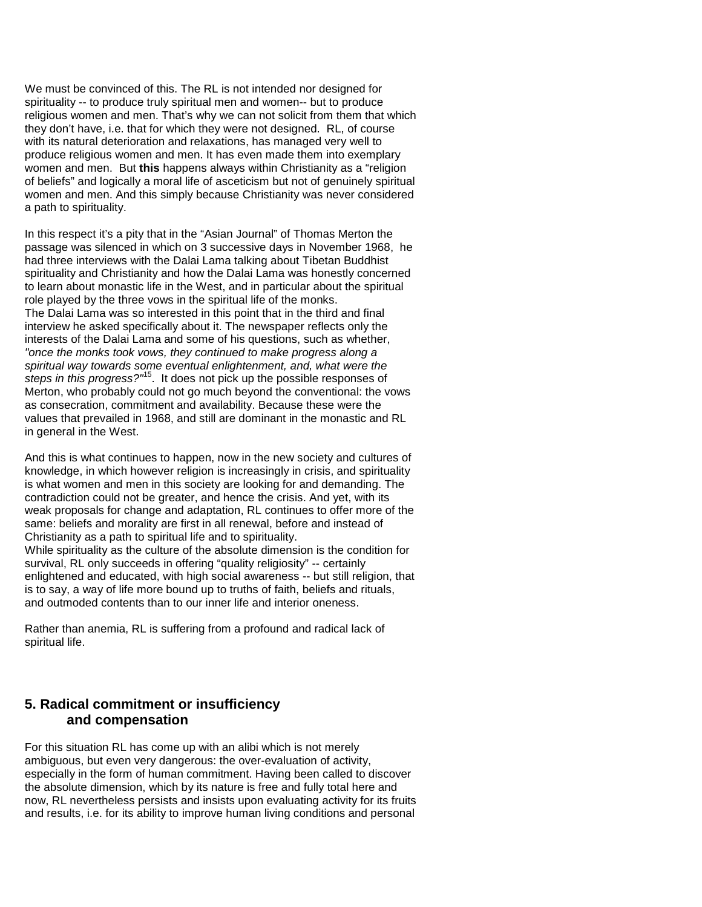We must be convinced of this. The RL is not intended nor designed for spirituality -- to produce truly spiritual men and women-- but to produce religious women and men. That's why we can not solicit from them that which they don't have, i.e. that for which they were not designed. RL, of course with its natural deterioration and relaxations, has managed very well to produce religious women and men. It has even made them into exemplary women and men. But **this** happens always within Christianity as a "religion of beliefs" and logically a moral life of asceticism but not of genuinely spiritual women and men. And this simply because Christianity was never considered a path to spirituality.

In this respect it's a pity that in the "Asian Journal" of Thomas Merton the passage was silenced in which on 3 successive days in November 1968, he had three interviews with the Dalai Lama talking about Tibetan Buddhist spirituality and Christianity and how the Dalai Lama was honestly concerned to learn about monastic life in the West, and in particular about the spiritual role played by the three vows in the spiritual life of the monks.
The Dalai Lama was so interested in this point that in the third and final interview he asked specifically about it. The newspaper reflects only the interests of the Dalai Lama and some of his questions, such as whether, *"once the monks took vows, they continued to make progress along a spiritual way towards some eventual enlightenment, and, what were the steps in this progress?"*[15]. It does not pick up the possible responses of Merton, who probably could not go much beyond the conventional: the vows as consecration, commitment and availability. Because these were the values that prevailed in 1968, and still are dominant in the monastic and RL in general in the West.

And this is what continues to happen, now in the new society and cultures of knowledge, in which however religion is increasingly in crisis, and spirituality is what women and men in this society are looking for and demanding. The contradiction could not be greater, and hence the crisis. And yet, with its weak proposals for change and adaptation, RL continues to offer more of the same: beliefs and morality are first in all renewal, before and instead of Christianity as a path to spiritual life and to spirituality.
While spirituality as the culture of the absolute dimension is the condition for survival, RL only succeeds in offering "quality religiosity" -- certainly enlightened and educated, with high social awareness -- but still religion, that is to say, a way of life more bound up to truths of faith, beliefs and rituals, and outmoded contents than to our inner life and interior oneness.

Rather than anemia, RL is suffering from a profound and radical lack of spiritual life.

## 5. Radical commitment or insufficiency and compensation

For this situation RL has come up with an alibi which is not merely ambiguous, but even very dangerous: the over-evaluation of activity, especially in the form of human commitment. Having been called to discover the absolute dimension, which by its nature is free and fully total here and now, RL nevertheless persists and insists upon evaluating activity for its fruits and results, i.e. for its ability to improve human living conditions and personal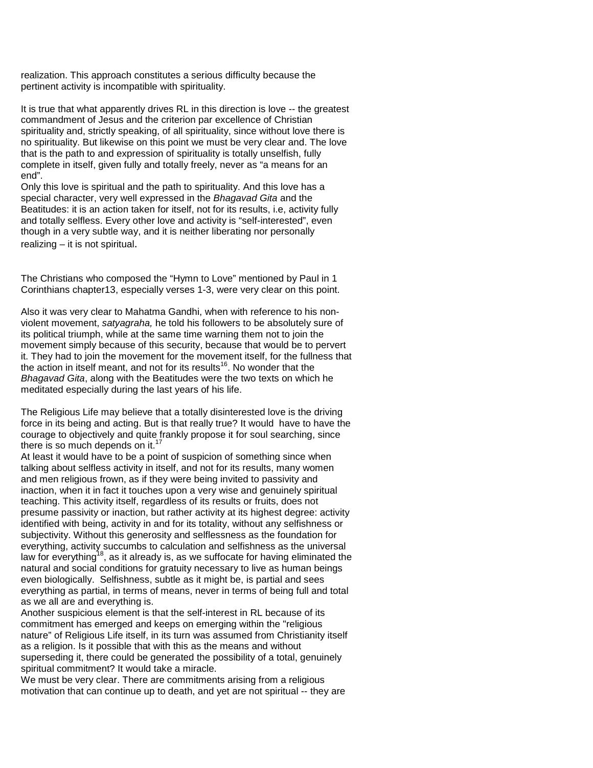realization. This approach constitutes a serious difficulty because the pertinent activity is incompatible with spirituality.

It is true that what apparently drives RL in this direction is love -- the greatest commandment of Jesus and the criterion par excellence of Christian spirituality and, strictly speaking, of all spirituality, since without love there is no spirituality. But likewise on this point we must be very clear and. The love that is the path to and expression of spirituality is totally unselfish, fully complete in itself, given fully and totally freely, never as "a means for an end".

Only this love is spiritual and the path to spirituality. And this love has a special character, very well expressed in the *Bhagavad Gita* and the Beatitudes: it is an action taken for itself, not for its results, i.e, activity fully and totally selfless. Every other love and activity is "self-interested", even though in a very subtle way, and it is neither liberating nor personally realizing – it is not spiritual.

The Christians who composed the "Hymn to Love" mentioned by Paul in 1 Corinthians chapter13, especially verses 1-3, were very clear on this point.

Also it was very clear to Mahatma Gandhi, when with reference to his non-violent movement, *satyagraha,* he told his followers to be absolutely sure of its political triumph, while at the same time warning them not to join the movement simply because of this security, because that would be to pervert it. They had to join the movement for the movement itself, for the fullness that the action in itself meant, and not for its results[16]. No wonder that the *Bhagavad Gita*, along with the Beatitudes were the two texts on which he meditated especially during the last years of his life.

The Religious Life may believe that a totally disinterested love is the driving force in its being and acting. But is that really true? It would have to have the courage to objectively and quite frankly propose it for soul searching, since there is so much depends on it.[17]

At least it would have to be a point of suspicion of something since when talking about selfless activity in itself, and not for its results, many women and men religious frown, as if they were being invited to passivity and inaction, when it in fact it touches upon a very wise and genuinely spiritual teaching. This activity itself, regardless of its results or fruits, does not presume passivity or inaction, but rather activity at its highest degree: activity identified with being, activity in and for its totality, without any selfishness or subjectivity. Without this generosity and selflessness as the foundation for everything, activity succumbs to calculation and selfishness as the universal law for everything[18], as it already is, as we suffocate for having eliminated the natural and social conditions for gratuity necessary to live as human beings even biologically. Selfishness, subtle as it might be, is partial and sees everything as partial, in terms of means, never in terms of being full and total as we all are and everything is.

Another suspicious element is that the self-interest in RL because of its commitment has emerged and keeps on emerging within the "religious nature" of Religious Life itself, in its turn was assumed from Christianity itself as a religion. Is it possible that with this as the means and without superseding it, there could be generated the possibility of a total, genuinely spiritual commitment? It would take a miracle.

We must be very clear. There are commitments arising from a religious motivation that can continue up to death, and yet are not spiritual -- they are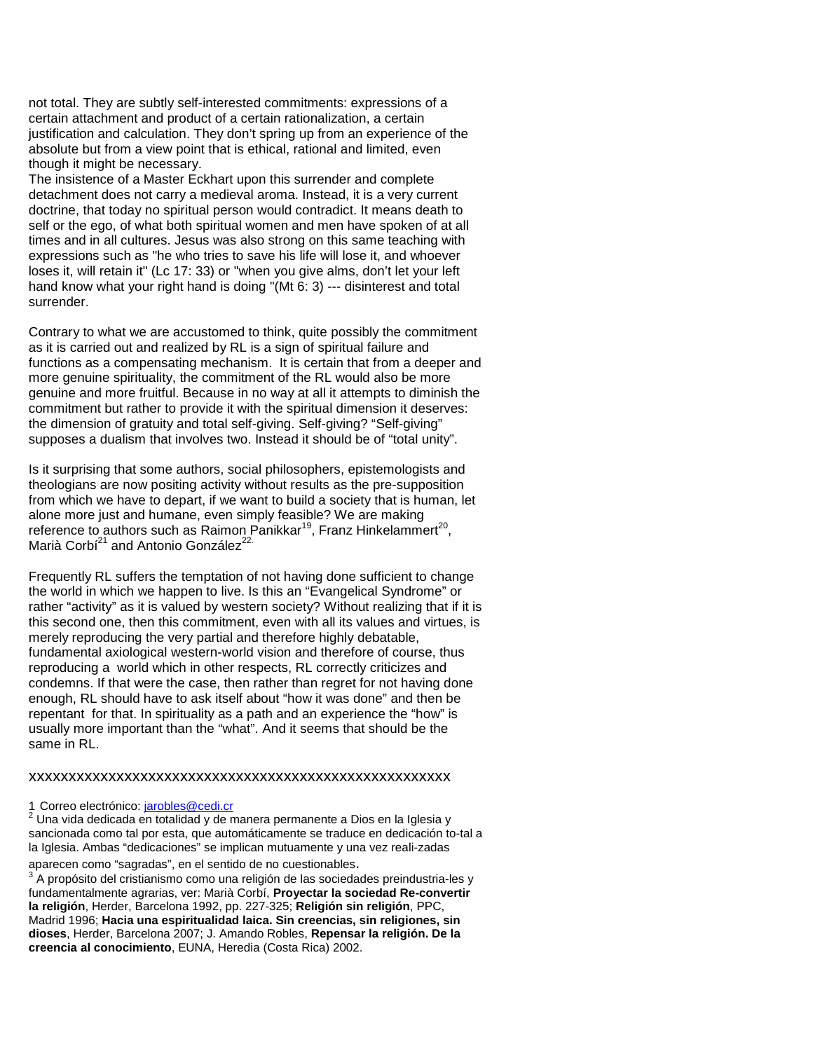not total. They are subtly self-interested commitments: expressions of a certain attachment and product of a certain rationalization, a certain justification and calculation. They don't spring up from an experience of the absolute but from a view point that is ethical, rational and limited, even though it might be necessary.

The insistence of a Master Eckhart upon this surrender and complete detachment does not carry a medieval aroma. Instead, it is a very current doctrine, that today no spiritual person would contradict. It means death to self or the ego, of what both spiritual women and men have spoken of at all times and in all cultures. Jesus was also strong on this same teaching with expressions such as "he who tries to save his life will lose it, and whoever loses it, will retain it" (Lc 17: 33) or "when you give alms, don't let your left hand know what your right hand is doing "(Mt 6: 3) --- disinterest and total surrender.

Contrary to what we are accustomed to think, quite possibly the commitment as it is carried out and realized by RL is a sign of spiritual failure and functions as a compensating mechanism. It is certain that from a deeper and more genuine spirituality, the commitment of the RL would also be more genuine and more fruitful. Because in no way at all it attempts to diminish the commitment but rather to provide it with the spiritual dimension it deserves: the dimension of gratuity and total self-giving. Self-giving? "Self-giving" supposes a dualism that involves two. Instead it should be of "total unity".

Is it surprising that some authors, social philosophers, epistemologists and theologians are now positing activity without results as the pre-supposition from which we have to depart, if we want to build a society that is human, let alone more just and humane, even simply feasible? We are making reference to authors such as Raimon Panikkar[19], Franz Hinkelammert[20], Marià Corbí[21] and Antonio González[22].

Frequently RL suffers the temptation of not having done sufficient to change the world in which we happen to live. Is this an "Evangelical Syndrome" or rather "activity" as it is valued by western society? Without realizing that if it is this second one, then this commitment, even with all its values and virtues, is merely reproducing the very partial and therefore highly debatable, fundamental axiological western-world vision and therefore of course, thus reproducing a world which in other respects, RL correctly criticizes and condemns. If that were the case, then rather than regret for not having done enough, RL should have to ask itself about "how it was done" and then be repentant for that. In spirituality as a path and an experience the "how" is usually more important than the "what". And it seems that should be the same in RL.

xxxxxxxxxxxxxxxxxxxxxxxxxxxxxxxxxxxxxxxxxxxxxxxxxxxxx

1 Correo electrónico: jarobles@cedi.cr

[2] Una vida dedicada en totalidad y de manera permanente a Dios en la Iglesia y sancionada como tal por esta, que automáticamente se traduce en dedicación to-tal a la Iglesia. Ambas "dedicaciones" se implican mutuamente y una vez reali-zadas aparecen como "sagradas", en el sentido de no cuestionables.

[3] A propósito del cristianismo como una religión de las sociedades preindustria-les y fundamentalmente agrarias, ver: Marià Corbí, **Proyectar la sociedad Re-convertir la religión**, Herder, Barcelona 1992, pp. 227-325; **Religión sin religión**, PPC, Madrid 1996; **Hacia una espiritualidad laica. Sin creencias, sin religiones, sin dioses**, Herder, Barcelona 2007; J. Amando Robles, **Repensar la religión. De la creencia al conocimiento**, EUNA, Heredia (Costa Rica) 2002.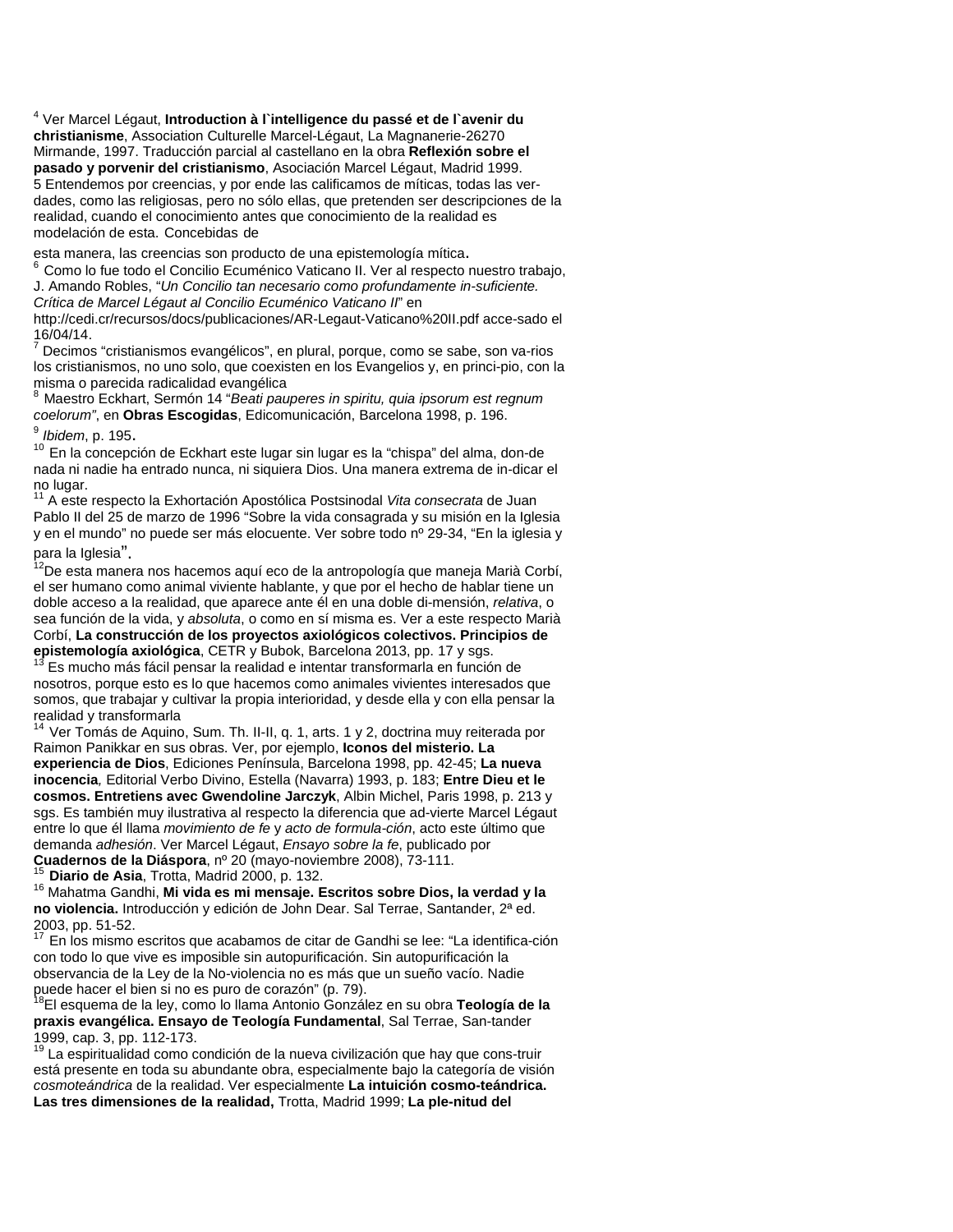[4] Ver Marcel Légaut, **Introduction à l`intelligence du passé et de l`avenir du christianisme**, Association Culturelle Marcel-Légaut, La Magnanerie-26270 Mirmande, 1997. Traducción parcial al castellano en la obra **Reflexión sobre el pasado y porvenir del cristianismo**, Asociación Marcel Légaut, Madrid 1999.

5 Entendemos por creencias, y por ende las calificamos de míticas, todas las verdades, como las religiosas, pero no sólo ellas, que pretenden ser descripciones de la realidad, cuando el conocimiento antes que conocimiento de la realidad es modelación de esta. Concebidas de esta manera, las creencias son producto de una epistemología mítica.

[6] Como lo fue todo el Concilio Ecuménico Vaticano II. Ver al respecto nuestro trabajo, J. Amando Robles, "*Un Concilio tan necesario como profundamente in-suficiente. Crítica de Marcel Légaut al Concilio Ecuménico Vaticano II*" en http://cedi.cr/recursos/docs/publicaciones/AR-Legaut-Vaticano%20II.pdf acce-sado el 16/04/14.

[7] Decimos "cristianismos evangélicos", en plural, porque, como se sabe, son va-rios los cristianismos, no uno solo, que coexisten en los Evangelios y, en princi-pio, con la misma o parecida radicalidad evangélica

[8] Maestro Eckhart, Sermón 14 "*Beati pauperes in spiritu, quia ipsorum est regnum coelorum"*, en **Obras Escogidas**, Edicomunicación, Barcelona 1998, p. 196.

[9] *Ibidem*, p. 195.

[10] En la concepción de Eckhart este lugar sin lugar es la "chispa" del alma, don-de nada ni nadie ha entrado nunca, ni siquiera Dios. Una manera extrema de in-dicar el no lugar.

[11] A este respecto la Exhortación Apostólica Postsinodal *Vita consecrata* de Juan Pablo II del 25 de marzo de 1996 "Sobre la vida consagrada y su misión en la Iglesia y en el mundo" no puede ser más elocuente. Ver sobre todo nº 29-34, "En la iglesia y para la Iglesia".

[12] De esta manera nos hacemos aquí eco de la antropología que maneja Marià Corbí, el ser humano como animal viviente hablante, y que por el hecho de hablar tiene un doble acceso a la realidad, que aparece ante él en una doble di-mensión, *relativa*, o sea función de la vida, y *absoluta*, o como en sí misma es. Ver a este respecto Marià Corbí, **La construcción de los proyectos axiológicos colectivos. Principios de epistemología axiológica**, CETR y Bubok, Barcelona 2013, pp. 17 y sgs.

[13] Es mucho más fácil pensar la realidad e intentar transformarla en función de nosotros, porque esto es lo que hacemos como animales vivientes interesados que somos, que trabajar y cultivar la propia interioridad, y desde ella y con ella pensar la realidad y transformarla

[14] Ver Tomás de Aquino, Sum. Th. II-II, q. 1, arts. 1 y 2, doctrina muy reiterada por Raimon Panikkar en sus obras. Ver, por ejemplo, **Iconos del misterio. La experiencia de Dios**, Ediciones Península, Barcelona 1998, pp. 42-45; **La nueva inocencia***,* Editorial Verbo Divino, Estella (Navarra) 1993, p. 183; **Entre Dieu et le cosmos. Entretiens avec Gwendoline Jarczyk**, Albin Michel, Paris 1998, p. 213 y sgs. Es también muy ilustrativa al respecto la diferencia que ad-vierte Marcel Légaut entre lo que él llama *movimiento de fe* y *acto de formula-ción*, acto este último que demanda *adhesión*. Ver Marcel Légaut, *Ensayo sobre la fe*, publicado por **Cuadernos de la Diáspora**, nº 20 (mayo-noviembre 2008), 73-111.

[15] **Diario de Asia**, Trotta, Madrid 2000, p. 132.

[16] Mahatma Gandhi, **Mi vida es mi mensaje. Escritos sobre Dios, la verdad y la no violencia.** Introducción y edición de John Dear. Sal Terrae, Santander, 2ª ed. 2003, pp. 51-52.

[17] En los mismo escritos que acabamos de citar de Gandhi se lee: "La identifica-ción con todo lo que vive es imposible sin autopurificación. Sin autopurificación la observancia de la Ley de la No-violencia no es más que un sueño vacío. Nadie puede hacer el bien si no es puro de corazón" (p. 79).

[18] El esquema de la ley, como lo llama Antonio González en su obra **Teología de la praxis evangélica. Ensayo de Teología Fundamental**, Sal Terrae, San-tander 1999, cap. 3, pp. 112-173.

[19] La espiritualidad como condición de la nueva civilización que hay que cons-truir está presente en toda su abundante obra, especialmente bajo la categoría de visión *cosmoteándrica* de la realidad. Ver especialmente **La intuición cosmo-teándrica. Las tres dimensiones de la realidad,** Trotta, Madrid 1999; **La ple-nitud del**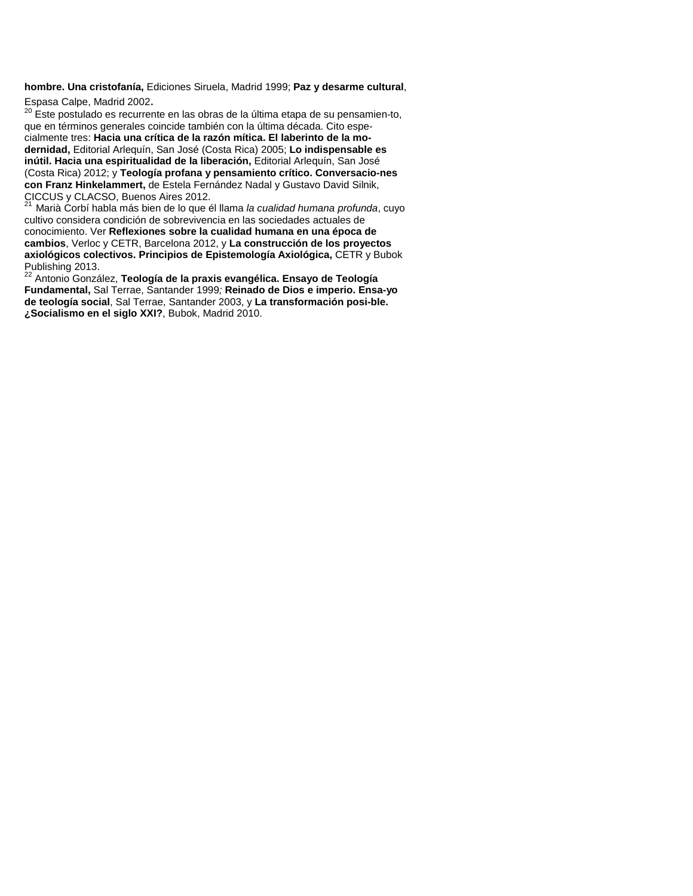**hombre. Una cristofanía,** Ediciones Siruela, Madrid 1999; **Paz y desarme cultural**, Espasa Calpe, Madrid 2002**.**

[20] Este postulado es recurrente en las obras de la última etapa de su pensamien-to, que en términos generales coincide también con la última década. Cito espe-cialmente tres: **Hacia una crítica de la razón mítica. El laberinto de la mo-dernidad,** Editorial Arlequín, San José (Costa Rica) 2005; **Lo indispensable es inútil. Hacia una espiritualidad de la liberación,** Editorial Arlequín, San José (Costa Rica) 2012; y **Teología profana y pensamiento crítico. Conversacio-nes con Franz Hinkelammert,** de Estela Fernández Nadal y Gustavo David Silnik, CICCUS y CLACSO, Buenos Aires 2012.

[21] Marià Corbí habla más bien de lo que él llama *la cualidad humana profunda*, cuyo cultivo considera condición de sobrevivencia en las sociedades actuales de conocimiento. Ver **Reflexiones sobre la cualidad humana en una época de cambios**, Verloc y CETR, Barcelona 2012, y **La construcción de los proyectos axiológicos colectivos. Principios de Epistemología Axiológica,** CETR y Bubok Publishing 2013.

[22] Antonio González, **Teología de la praxis evangélica. Ensayo de Teología Fundamental,** Sal Terrae, Santander 1999*;* **Reinado de Dios e imperio. Ensa-yo de teología social**, Sal Terrae, Santander 2003, y **La transformación posi-ble. ¿Socialismo en el siglo XXI?**, Bubok, Madrid 2010.